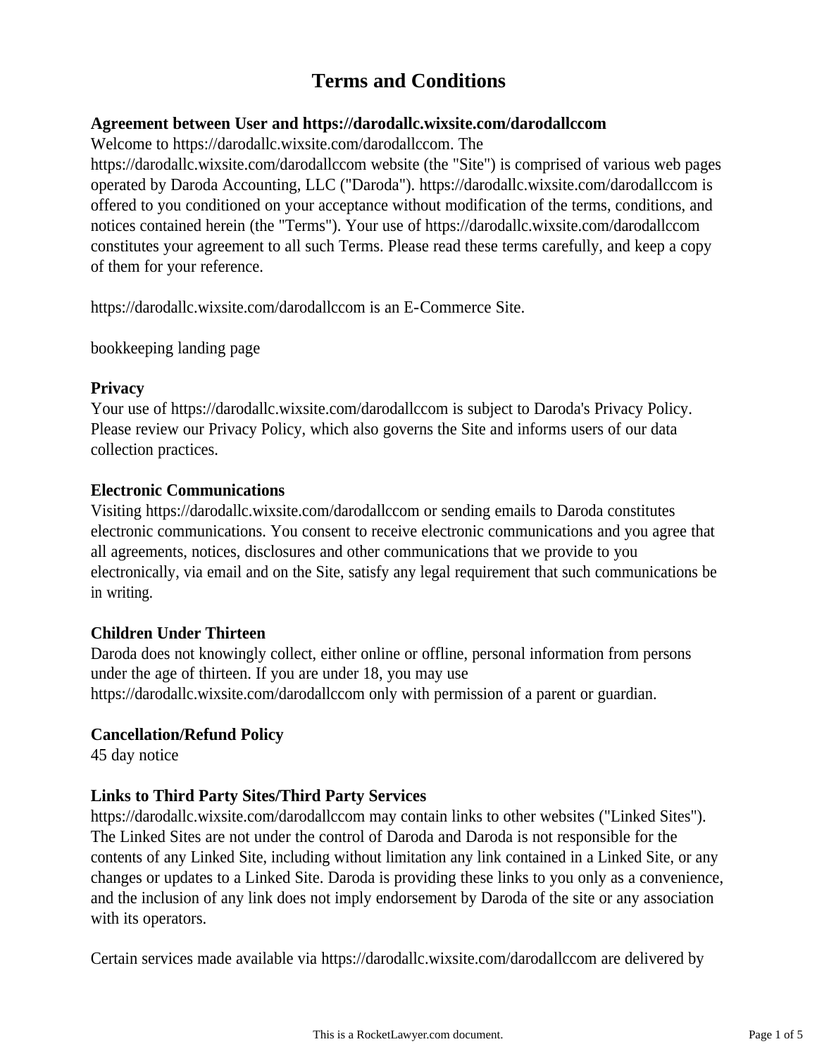# Terms and Conditions

**Agreement between User and https://darodallc.wixsite.com/darodallccom**

Welcome to https://darodallc.wixsite.com/darodallccom. The https://darodallc.wixsite.com/darodallccom website (the "Site") is comprised of various web pages operated by Daroda Accounting, LLC ("Daroda"). https://darodallc.wixsite.com/darodallccom is offered to you conditioned on your acceptance without modification of the terms, conditions, and notices contained herein (the "Terms"). Your use of https://darodallc.wixsite.com/darodallccom constitutes your agreement to all such Terms. Please read these terms carefully, and keep a copy of them for your reference.

https://darodallc.wixsite.com/darodallccom is an E-Commerce Site.

bookkeeping landing page

**Privacy**

Your use of https://darodallc.wixsite.com/darodallccom is subject to Daroda's Privacy Policy. Please review our Privacy Policy, which also governs the Site and informs users of our data collection practices.

**Electronic Communications**

Visiting https://darodallc.wixsite.com/darodallccom or sending emails to Daroda constitutes electronic communications. You consent to receive electronic communications and you agree that all agreements, notices, disclosures and other communications that we provide to you electronically, via email and on the Site, satisfy any legal requirement that such communications be in writing.

**Children Under Thirteen**

Daroda does not knowingly collect, either online or offline, personal information from persons under the age of thirteen. If you are under 18, you may use https://darodallc.wixsite.com/darodallccom only with permission of a parent or guardian.

**Cancellation/Refund Policy**

45 day notice

**Links to Third Party Sites/Third Party Services**

https://darodallc.wixsite.com/darodallccom may contain links to other websites ("Linked Sites"). The Linked Sites are not under the control of Daroda and Daroda is not responsible for the contents of any Linked Site, including without limitation any link contained in a Linked Site, or any changes or updates to a Linked Site. Daroda is providing these links to you only as a convenience, and the inclusion of any link does not imply endorsement by Daroda of the site or any association with its operators.

Certain services made available via https://darodallc.wixsite.com/darodallccom are delivered by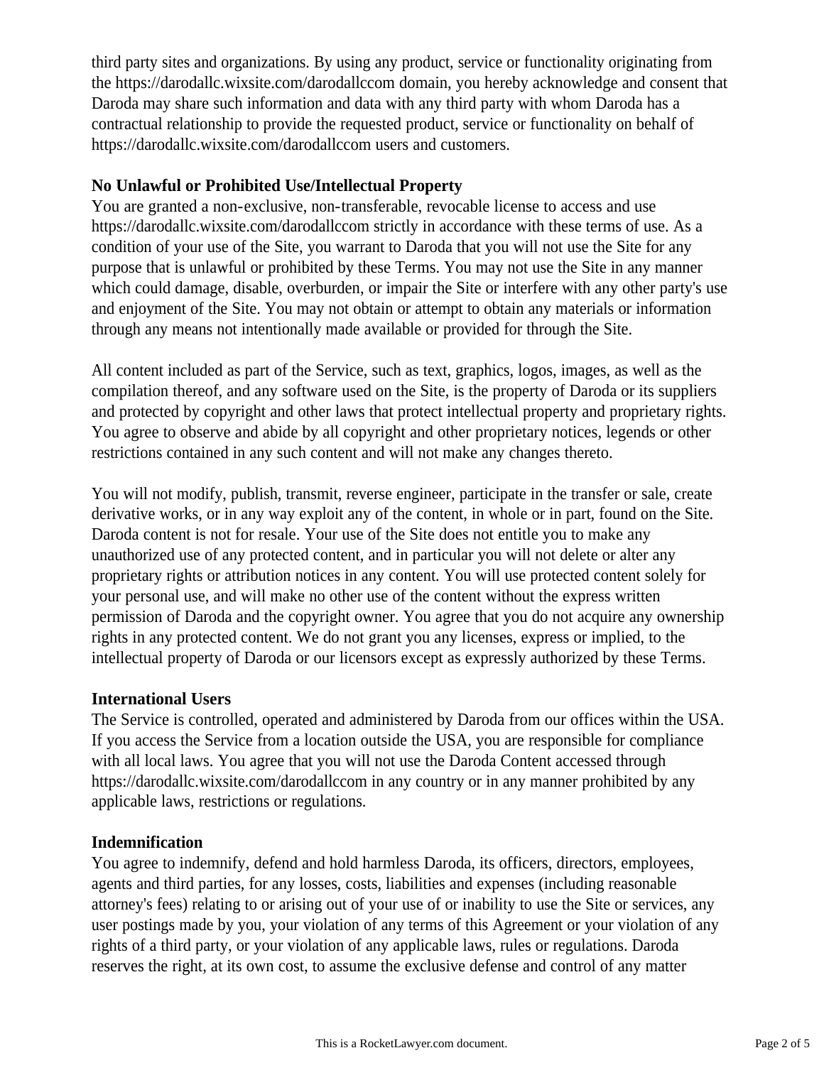third party sites and organizations. By using any product, service or functionality originating from the https://darodallc.wixsite.com/darodallccom domain, you hereby acknowledge and consent that Daroda may share such information and data with any third party with whom Daroda has a contractual relationship to provide the requested product, service or functionality on behalf of https://darodallc.wixsite.com/darodallccom users and customers.

**No Unlawful or Prohibited Use/Intellectual Property**

You are granted a non-exclusive, non-transferable, revocable license to access and use https://darodallc.wixsite.com/darodallccom strictly in accordance with these terms of use. As a condition of your use of the Site, you warrant to Daroda that you will not use the Site for any purpose that is unlawful or prohibited by these Terms. You may not use the Site in any manner which could damage, disable, overburden, or impair the Site or interfere with any other party's use and enjoyment of the Site. You may not obtain or attempt to obtain any materials or information through any means not intentionally made available or provided for through the Site.

All content included as part of the Service, such as text, graphics, logos, images, as well as the compilation thereof, and any software used on the Site, is the property of Daroda or its suppliers and protected by copyright and other laws that protect intellectual property and proprietary rights. You agree to observe and abide by all copyright and other proprietary notices, legends or other restrictions contained in any such content and will not make any changes thereto.

You will not modify, publish, transmit, reverse engineer, participate in the transfer or sale, create derivative works, or in any way exploit any of the content, in whole or in part, found on the Site. Daroda content is not for resale. Your use of the Site does not entitle you to make any unauthorized use of any protected content, and in particular you will not delete or alter any proprietary rights or attribution notices in any content. You will use protected content solely for your personal use, and will make no other use of the content without the express written permission of Daroda and the copyright owner. You agree that you do not acquire any ownership rights in any protected content. We do not grant you any licenses, express or implied, to the intellectual property of Daroda or our licensors except as expressly authorized by these Terms.

**International Users**

The Service is controlled, operated and administered by Daroda from our offices within the USA. If you access the Service from a location outside the USA, you are responsible for compliance with all local laws. You agree that you will not use the Daroda Content accessed through https://darodallc.wixsite.com/darodallccom in any country or in any manner prohibited by any applicable laws, restrictions or regulations.

**Indemnification**

You agree to indemnify, defend and hold harmless Daroda, its officers, directors, employees, agents and third parties, for any losses, costs, liabilities and expenses (including reasonable attorney's fees) relating to or arising out of your use of or inability to use the Site or services, any user postings made by you, your violation of any terms of this Agreement or your violation of any rights of a third party, or your violation of any applicable laws, rules or regulations. Daroda reserves the right, at its own cost, to assume the exclusive defense and control of any matter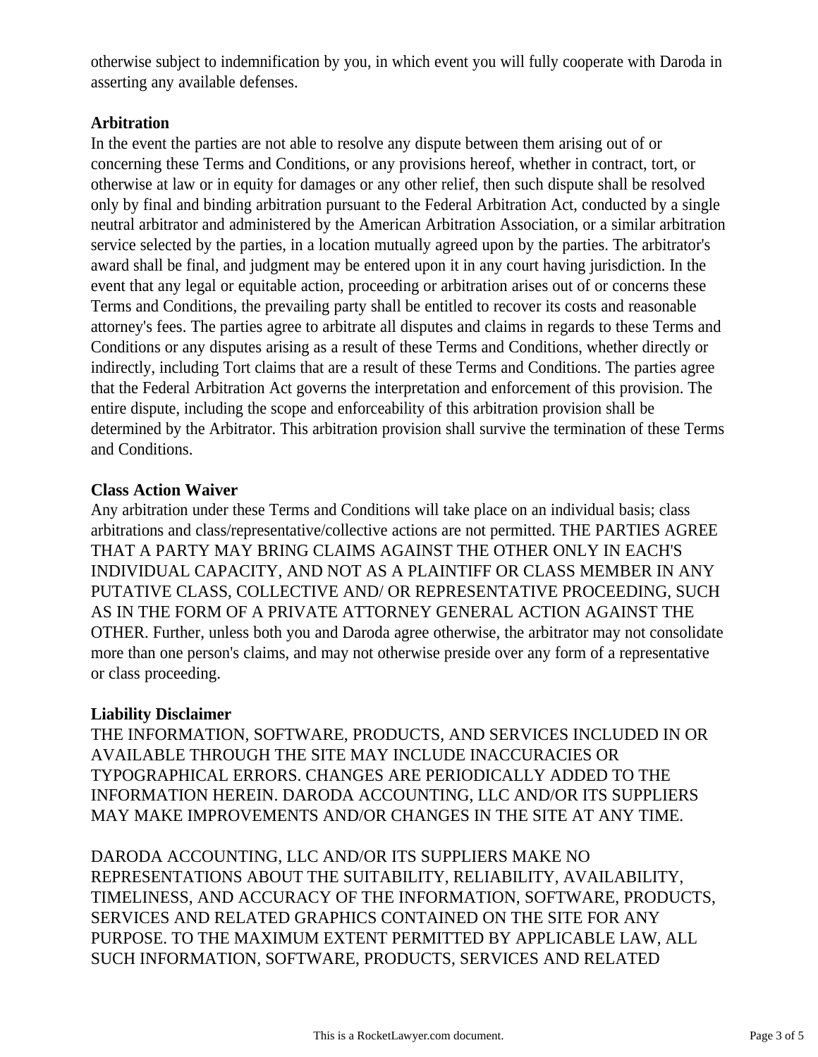otherwise subject to indemnification by you, in which event you will fully cooperate with Daroda in asserting any available defenses.

**Arbitration**

In the event the parties are not able to resolve any dispute between them arising out of or concerning these Terms and Conditions, or any provisions hereof, whether in contract, tort, or otherwise at law or in equity for damages or any other relief, then such dispute shall be resolved only by final and binding arbitration pursuant to the Federal Arbitration Act, conducted by a single neutral arbitrator and administered by the American Arbitration Association, or a similar arbitration service selected by the parties, in a location mutually agreed upon by the parties. The arbitrator's award shall be final, and judgment may be entered upon it in any court having jurisdiction. In the event that any legal or equitable action, proceeding or arbitration arises out of or concerns these Terms and Conditions, the prevailing party shall be entitled to recover its costs and reasonable attorney's fees. The parties agree to arbitrate all disputes and claims in regards to these Terms and Conditions or any disputes arising as a result of these Terms and Conditions, whether directly or indirectly, including Tort claims that are a result of these Terms and Conditions. The parties agree that the Federal Arbitration Act governs the interpretation and enforcement of this provision. The entire dispute, including the scope and enforceability of this arbitration provision shall be determined by the Arbitrator. This arbitration provision shall survive the termination of these Terms and Conditions.

**Class Action Waiver**

Any arbitration under these Terms and Conditions will take place on an individual basis; class arbitrations and class/representative/collective actions are not permitted. THE PARTIES AGREE THAT A PARTY MAY BRING CLAIMS AGAINST THE OTHER ONLY IN EACH'S INDIVIDUAL CAPACITY, AND NOT AS A PLAINTIFF OR CLASS MEMBER IN ANY PUTATIVE CLASS, COLLECTIVE AND/ OR REPRESENTATIVE PROCEEDING, SUCH AS IN THE FORM OF A PRIVATE ATTORNEY GENERAL ACTION AGAINST THE OTHER. Further, unless both you and Daroda agree otherwise, the arbitrator may not consolidate more than one person's claims, and may not otherwise preside over any form of a representative or class proceeding.

**Liability Disclaimer**

THE INFORMATION, SOFTWARE, PRODUCTS, AND SERVICES INCLUDED IN OR AVAILABLE THROUGH THE SITE MAY INCLUDE INACCURACIES OR TYPOGRAPHICAL ERRORS. CHANGES ARE PERIODICALLY ADDED TO THE INFORMATION HEREIN. DARODA ACCOUNTING, LLC AND/OR ITS SUPPLIERS MAY MAKE IMPROVEMENTS AND/OR CHANGES IN THE SITE AT ANY TIME.

DARODA ACCOUNTING, LLC AND/OR ITS SUPPLIERS MAKE NO REPRESENTATIONS ABOUT THE SUITABILITY, RELIABILITY, AVAILABILITY, TIMELINESS, AND ACCURACY OF THE INFORMATION, SOFTWARE, PRODUCTS, SERVICES AND RELATED GRAPHICS CONTAINED ON THE SITE FOR ANY PURPOSE. TO THE MAXIMUM EXTENT PERMITTED BY APPLICABLE LAW, ALL SUCH INFORMATION, SOFTWARE, PRODUCTS, SERVICES AND RELATED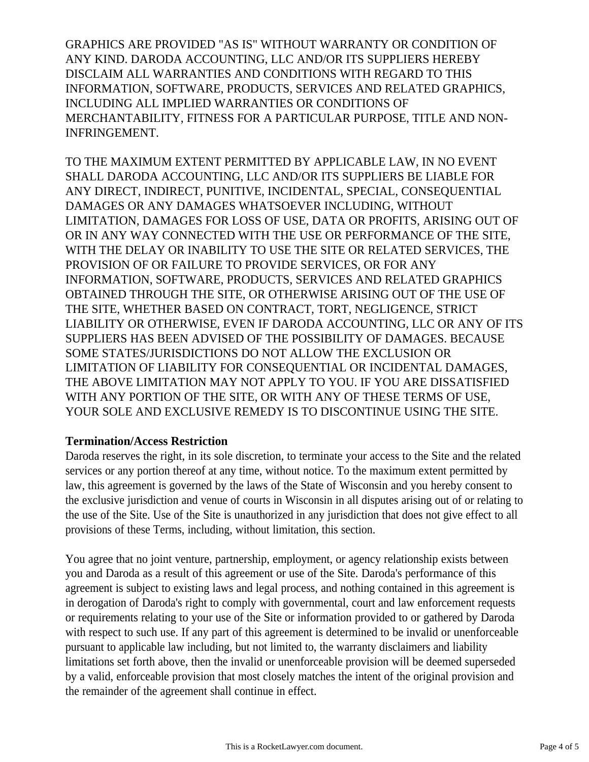GRAPHICS ARE PROVIDED "AS IS" WITHOUT WARRANTY OR CONDITION OF ANY KIND. DARODA ACCOUNTING, LLC AND/OR ITS SUPPLIERS HEREBY DISCLAIM ALL WARRANTIES AND CONDITIONS WITH REGARD TO THIS INFORMATION, SOFTWARE, PRODUCTS, SERVICES AND RELATED GRAPHICS, INCLUDING ALL IMPLIED WARRANTIES OR CONDITIONS OF MERCHANTABILITY, FITNESS FOR A PARTICULAR PURPOSE, TITLE AND NON-INFRINGEMENT.

TO THE MAXIMUM EXTENT PERMITTED BY APPLICABLE LAW, IN NO EVENT SHALL DARODA ACCOUNTING, LLC AND/OR ITS SUPPLIERS BE LIABLE FOR ANY DIRECT, INDIRECT, PUNITIVE, INCIDENTAL, SPECIAL, CONSEQUENTIAL DAMAGES OR ANY DAMAGES WHATSOEVER INCLUDING, WITHOUT LIMITATION, DAMAGES FOR LOSS OF USE, DATA OR PROFITS, ARISING OUT OF OR IN ANY WAY CONNECTED WITH THE USE OR PERFORMANCE OF THE SITE, WITH THE DELAY OR INABILITY TO USE THE SITE OR RELATED SERVICES, THE PROVISION OF OR FAILURE TO PROVIDE SERVICES, OR FOR ANY INFORMATION, SOFTWARE, PRODUCTS, SERVICES AND RELATED GRAPHICS OBTAINED THROUGH THE SITE, OR OTHERWISE ARISING OUT OF THE USE OF THE SITE, WHETHER BASED ON CONTRACT, TORT, NEGLIGENCE, STRICT LIABILITY OR OTHERWISE, EVEN IF DARODA ACCOUNTING, LLC OR ANY OF ITS SUPPLIERS HAS BEEN ADVISED OF THE POSSIBILITY OF DAMAGES. BECAUSE SOME STATES/JURISDICTIONS DO NOT ALLOW THE EXCLUSION OR LIMITATION OF LIABILITY FOR CONSEQUENTIAL OR INCIDENTAL DAMAGES, THE ABOVE LIMITATION MAY NOT APPLY TO YOU. IF YOU ARE DISSATISFIED WITH ANY PORTION OF THE SITE, OR WITH ANY OF THESE TERMS OF USE, YOUR SOLE AND EXCLUSIVE REMEDY IS TO DISCONTINUE USING THE SITE.

**Termination/Access Restriction**
Daroda reserves the right, in its sole discretion, to terminate your access to the Site and the related services or any portion thereof at any time, without notice. To the maximum extent permitted by law, this agreement is governed by the laws of the State of Wisconsin and you hereby consent to the exclusive jurisdiction and venue of courts in Wisconsin in all disputes arising out of or relating to the use of the Site. Use of the Site is unauthorized in any jurisdiction that does not give effect to all provisions of these Terms, including, without limitation, this section.

You agree that no joint venture, partnership, employment, or agency relationship exists between you and Daroda as a result of this agreement or use of the Site. Daroda's performance of this agreement is subject to existing laws and legal process, and nothing contained in this agreement is in derogation of Daroda's right to comply with governmental, court and law enforcement requests or requirements relating to your use of the Site or information provided to or gathered by Daroda with respect to such use. If any part of this agreement is determined to be invalid or unenforceable pursuant to applicable law including, but not limited to, the warranty disclaimers and liability limitations set forth above, then the invalid or unenforceable provision will be deemed superseded by a valid, enforceable provision that most closely matches the intent of the original provision and the remainder of the agreement shall continue in effect.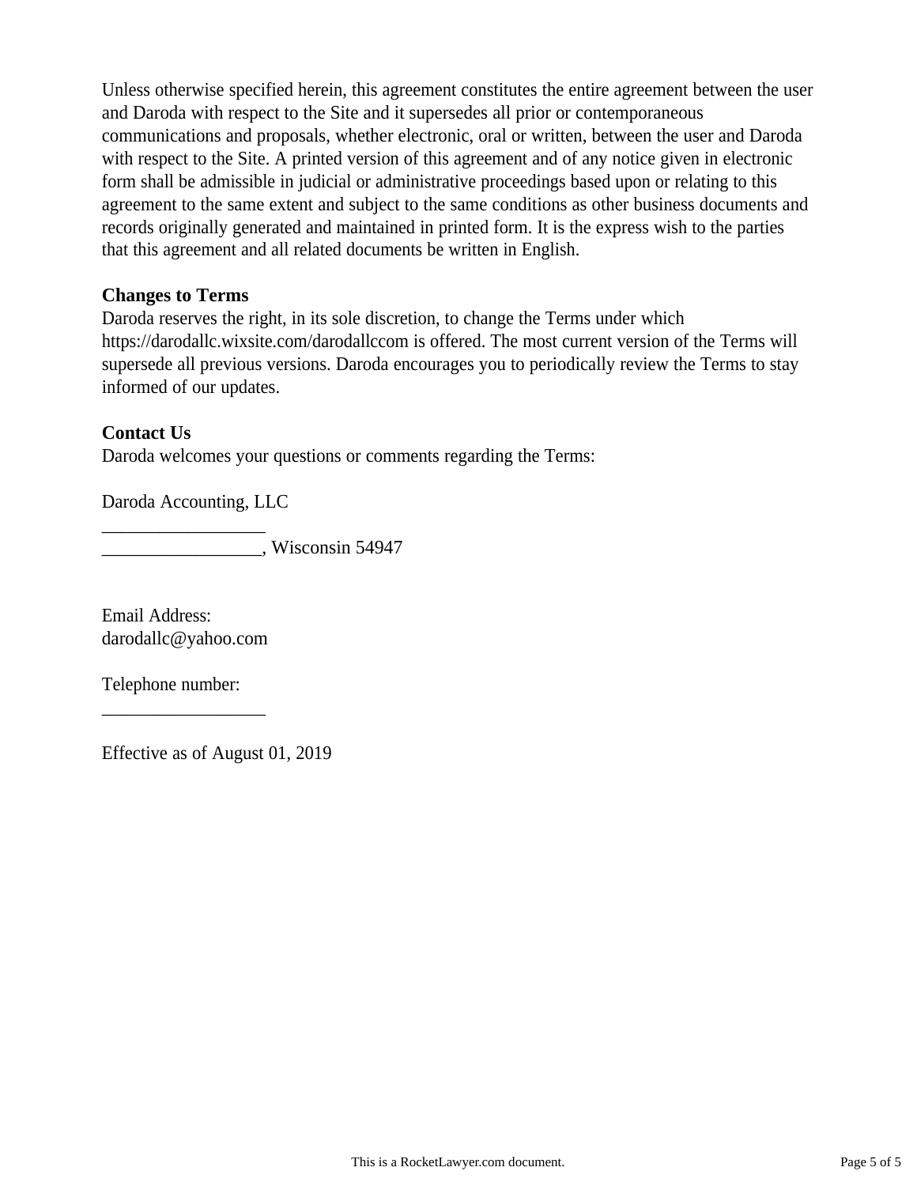Unless otherwise specified herein, this agreement constitutes the entire agreement between the user and Daroda with respect to the Site and it supersedes all prior or contemporaneous communications and proposals, whether electronic, oral or written, between the user and Daroda with respect to the Site. A printed version of this agreement and of any notice given in electronic form shall be admissible in judicial or administrative proceedings based upon or relating to this agreement to the same extent and subject to the same conditions as other business documents and records originally generated and maintained in printed form. It is the express wish to the parties that this agreement and all related documents be written in English.

**Changes to Terms**

Daroda reserves the right, in its sole discretion, to change the Terms under which https://darodallc.wixsite.com/darodallccom is offered. The most current version of the Terms will supersede all previous versions. Daroda encourages you to periodically review the Terms to stay informed of our updates.

**Contact Us**

Daroda welcomes your questions or comments regarding the Terms:

Daroda Accounting, LLC
__________________
_________________, Wisconsin 54947

Email Address:
darodallc@yahoo.com

Telephone number:
__________________

Effective as of August 01, 2019